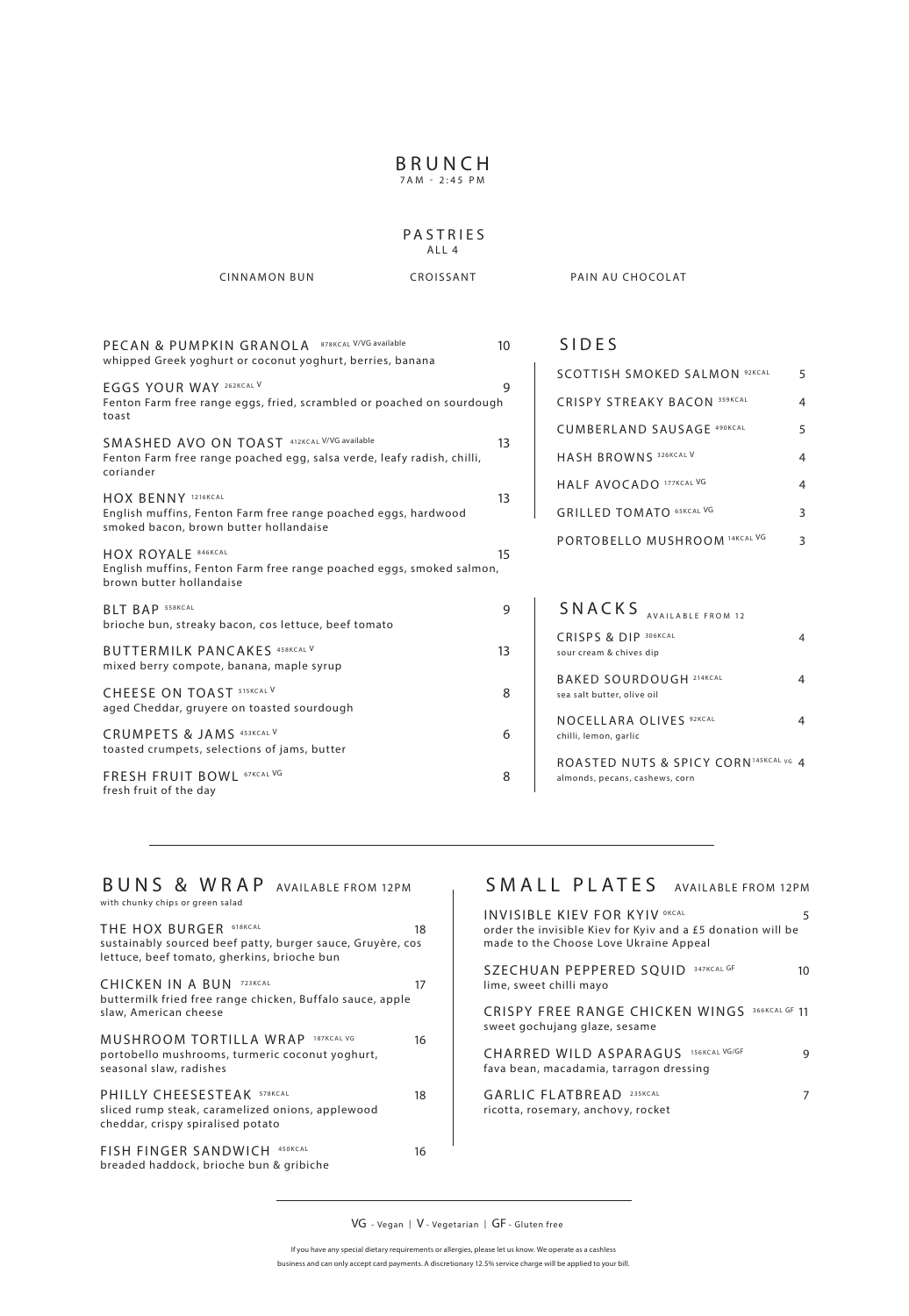# BRUNCH

7AM - 2:45 PM

## PASTRIES

ALL 4

CINNAMON BUN | CROISSANT | PAIN AU CHOCOLAT

**PECAN & PUMPKIN GRANOLA** 878KCAL V/VG available — 10
whipped Greek yoghurt or coconut yoghurt, berries, banana

**EGGS YOUR WAY** 262KCAL V — 9
Fenton Farm free range eggs, fried, scrambled or poached on sourdough toast

**SMASHED AVO ON TOAST** 412KCAL V/VG available — 13
Fenton Farm free range poached egg, salsa verde, leafy radish, chilli, coriander

**HOX BENNY** 1216KCAL — 13
English muffins, Fenton Farm free range poached eggs, hardwood smoked bacon, brown butter hollandaise

**HOX ROYALE** 846KCAL — 15
English muffins, Fenton Farm free range poached eggs, smoked salmon, brown butter hollandaise

**BLT BAP** 558KCAL — 9
brioche bun, streaky bacon, cos lettuce, beef tomato

**BUTTERMILK PANCAKES** 458KCAL V — 13
mixed berry compote, banana, maple syrup

**CHEESE ON TOAST** 515KCAL V — 8
aged Cheddar, gruyere on toasted sourdough

**CRUMPETS & JAMS** 453KCAL V — 6
toasted crumpets, selections of jams, butter

**FRESH FRUIT BOWL** 67KCAL VG — 8
fresh fruit of the day

## SIDES

| Item | Price |
|---|---|
| SCOTTISH SMOKED SALMON 92KCAL | 5 |
| CRISPY STREAKY BACON 359KCAL | 4 |
| CUMBERLAND SAUSAGE 490KCAL | 5 |
| HASH BROWNS 326KCAL V | 4 |
| HALF AVOCADO 177KCAL VG | 4 |
| GRILLED TOMATO 65KCAL VG | 3 |
| PORTOBELLO MUSHROOM 14KCAL VG | 3 |

## SNACKS AVAILABLE FROM 12

**CRISPS & DIP** 306KCAL — 4
sour cream & chives dip

**BAKED SOURDOUGH** 214KCAL — 4
sea salt butter, olive oil

**NOCELLARA OLIVES** 92KCAL — 4
chilli, lemon, garlic

**ROASTED NUTS & SPICY CORN** 145KCAL VG — 4
almonds, pecans, cashews, corn

## BUNS & WRAP AVAILABLE FROM 12PM

with chunky chips or green salad

**THE HOX BURGER** 618KCAL — 18
sustainably sourced beef patty, burger sauce, Gruyère, cos lettuce, beef tomato, gherkins, brioche bun

**CHICKEN IN A BUN** 723KCAL — 17
buttermilk fried free range chicken, Buffalo sauce, apple slaw, American cheese

**MUSHROOM TORTILLA WRAP** 187KCAL VG — 16
portobello mushrooms, turmeric coconut yoghurt, seasonal slaw, radishes

**PHILLY CHEESESTEAK** 578KCAL — 18
sliced rump steak, caramelized onions, applewood cheddar, crispy spiralised potato

**FISH FINGER SANDWICH** 450KCAL — 16
breaded haddock, brioche bun & gribiche

## SMALL PLATES AVAILABLE FROM 12PM

**INVISIBLE KIEV FOR KYIV** 0KCAL — 5
order the invisible Kiev for Kyiv and a £5 donation will be made to the Choose Love Ukraine Appeal

**SZECHUAN PEPPERED SQUID** 347KCAL GF — 10
lime, sweet chilli mayo

**CRISPY FREE RANGE CHICKEN WINGS** 366KCAL GF — 11
sweet gochujang glaze, sesame

**CHARRED WILD ASPARAGUS** 156KCAL VG/GF — 9
fava bean, macadamia, tarragon dressing

**GARLIC FLATBREAD** 235KCAL — 7
ricotta, rosemary, anchovy, rocket

VG - Vegan | V - Vegetarian | GF - Gluten free

If you have any special dietary requirements or allergies, please let us know. We operate as a cashless business and can only accept card payments. A discretionary 12.5% service charge will be applied to your bill.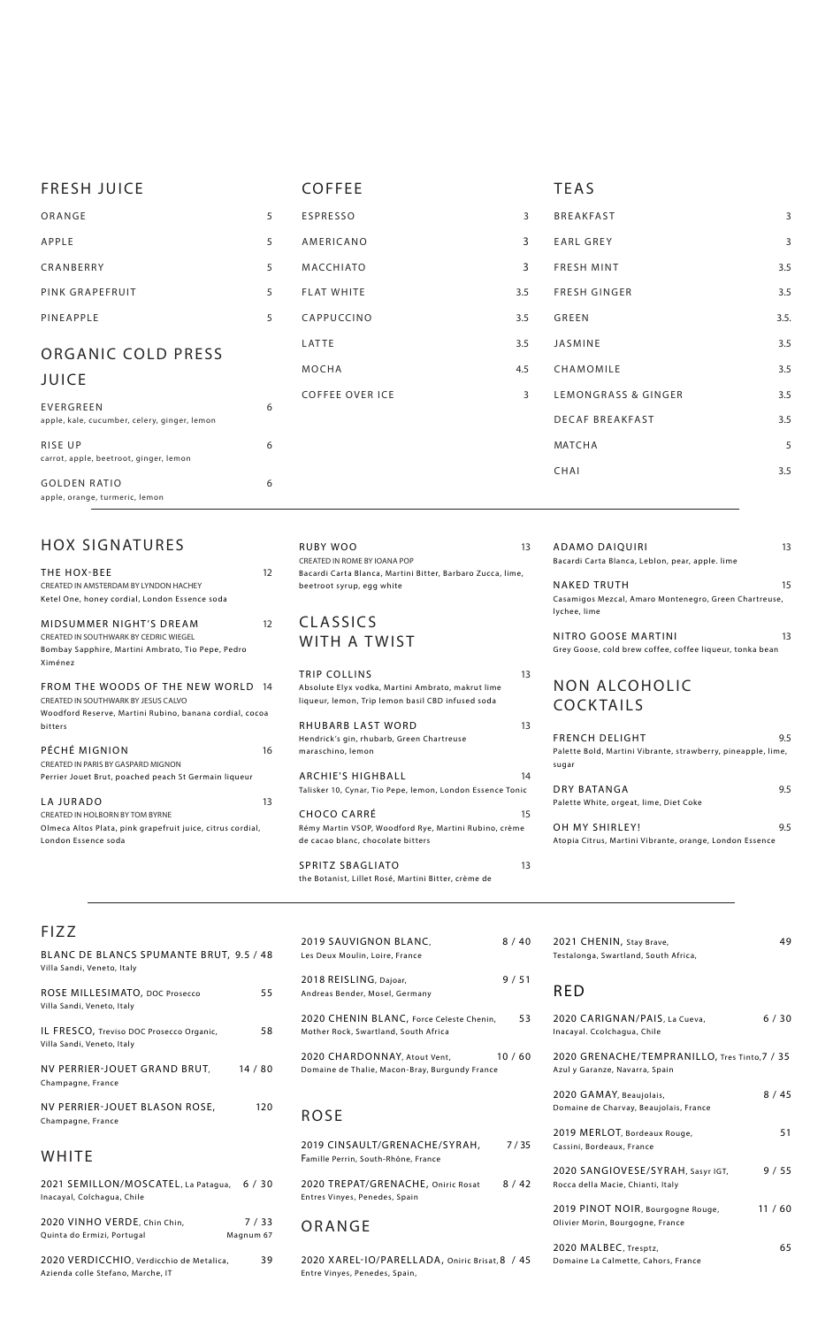## FRESH JUICE

| | |
|---|---|
| ORANGE | 5 |
| APPLE | 5 |
| CRANBERRY | 5 |
| PINK GRAPEFRUIT | 5 |
| PINEAPPLE | 5 |

## ORGANIC COLD PRESS JUICE

EVERGREEN 6
apple, kale, cucumber, celery, ginger, lemon

RISE UP 6
carrot, apple, beetroot, ginger, lemon

GOLDEN RATIO 6
apple, orange, turmeric, lemon

## COFFEE

| | |
|---|---|
| ESPRESSO | 3 |
| AMERICANO | 3 |
| MACCHIATO | 3 |
| FLAT WHITE | 3.5 |
| CAPPUCCINO | 3.5 |
| LATTE | 3.5 |
| MOCHA | 4.5 |
| COFFEE OVER ICE | 3 |

## TEAS

| | |
|---|---|
| BREAKFAST | 3 |
| EARL GREY | 3 |
| FRESH MINT | 3.5 |
| FRESH GINGER | 3.5 |
| GREEN | 3.5. |
| JASMINE | 3.5 |
| CHAMOMILE | 3.5 |
| LEMONGRASS & GINGER | 3.5 |
| DECAF BREAKFAST | 3.5 |
| MATCHA | 5 |
| CHAI | 3.5 |

## HOX SIGNATURES

THE HOX-BEE 12
CREATED IN AMSTERDAM BY LYNDON HACHEY
Ketel One, honey cordial, London Essence soda

MIDSUMMER NIGHT'S DREAM 12
CREATED IN SOUTHWARK BY CEDRIC WIEGEL
Bombay Sapphire, Martini Ambrato, Tio Pepe, Pedro Ximénez

FROM THE WOODS OF THE NEW WORLD 14
CREATED IN SOUTHWARK BY JESUS CALVO
Woodford Reserve, Martini Rubino, banana cordial, cocoa bitters

PÉCHÉ MIGNION 16
CREATED IN PARIS BY GASPARD MIGNON
Perrier Jouet Brut, poached peach St Germain liqueur

LA JURADO 13
CREATED IN HOLBORN BY TOM BYRNE
Olmeca Altos Plata, pink grapefruit juice, citrus cordial, London Essence soda

RUBY WOO 13
CREATED IN ROME BY IOANA POP
Bacardi Carta Blanca, Martini Bitter, Barbaro Zucca, lime, beetroot syrup, egg white

## CLASSICS WITH A TWIST

TRIP COLLINS 13
Absolute Elyx vodka, Martini Ambrato, makrut lime liqueur, lemon, Trip lemon basil CBD infused soda

RHUBARB LAST WORD 13
Hendrick's gin, rhubarb, Green Chartreuse maraschino, lemon

ARCHIE'S HIGHBALL 14
Talisker 10, Cynar, Tio Pepe, lemon, London Essence Tonic

CHOCO CARRÉ 15
Rémy Martin VSOP, Woodford Rye, Martini Rubino, crème de cacao blanc, chocolate bitters

SPRITZ SBAGLIATO 13
the Botanist, Lillet Rosé, Martini Bitter, crème de

ADAMO DAIQUIRI 13
Bacardi Carta Blanca, Leblon, pear, apple. lime

NAKED TRUTH 15
Casamigos Mezcal, Amaro Montenegro, Green Chartreuse, lychee, lime

NITRO GOOSE MARTINI 13
Grey Goose, cold brew coffee, coffee liqueur, tonka bean

## NON ALCOHOLIC COCKTAILS

FRENCH DELIGHT 9.5
Palette Bold, Martini Vibrante, strawberry, pineapple, lime, sugar

DRY BATANGA 9.5
Palette White, orgeat, lime, Diet Coke

OH MY SHIRLEY! 9.5
Atopia Citrus, Martini Vibrante, orange, London Essence

## FIZZ

BLANC DE BLANCS SPUMANTE BRUT, 9.5 / 48
Villa Sandi, Veneto, Italy

ROSE MILLESIMATO, DOC Prosecco 55
Villa Sandi, Veneto, Italy

IL FRESCO, Treviso DOC Prosecco Organic, 58
Villa Sandi, Veneto, Italy

NV PERRIER-JOUET GRAND BRUT, 14 / 80
Champagne, France

NV PERRIER-JOUET BLASON ROSE, 120
Champagne, France

## WHITE

2021 SEMILLON/MOSCATEL, La Patagua, 6 / 30
Inacayal, Colchagua, Chile

2020 VINHO VERDE, Chin Chin, 7 / 33
Quinta do Ermizi, Portugal — Magnum 67

2020 VERDICCHIO, Verdicchio de Metalica, 39
Azienda colle Stefano, Marche, IT

2019 SAUVIGNON BLANC, 8 / 40
Les Deux Moulin, Loire, France

2018 REISLING, Dajoar, 9 / 51
Andreas Bender, Mosel, Germany

2020 CHENIN BLANC, Force Celeste Chenin, 53
Mother Rock, Swartland, South Africa

2020 CHARDONNAY, Atout Vent, 10 / 60
Domaine de Thalie, Macon-Bray, Burgundy France

## ROSE

2019 CINSAULT/GRENACHE/SYRAH, 7 / 35
Famille Perrin, South-Rhône, France

2020 TREPAT/GRENACHE, Oniric Rosat 8 / 42
Entres Vinyes, Penedes, Spain

## ORANGE

2020 XAREL-IO/PARELLADA, Oniric Brisat, 8 / 45
Entre Vinyes, Penedes, Spain,

2021 CHENIN, Stay Brave, 49
Testalonga, Swartland, South Africa,

## RED

2020 CARIGNAN/PAIS, La Cueva, 6 / 30
Inacayal. Ccolchagua, Chile

2020 GRENACHE/TEMPRANILLO, Tres Tinto, 7 / 35
Azul y Garanze, Navarra, Spain

2020 GAMAY, Beaujolais, 8 / 45
Domaine de Charvay, Beaujolais, France

2019 MERLOT, Bordeaux Rouge, 51
Cassini, Bordeaux, France

2020 SANGIOVESE/SYRAH, Sasyr IGT, 9 / 55
Rocca della Macie, Chianti, Italy

2019 PINOT NOIR, Bourgogne Rouge, 11 / 60
Olivier Morin, Bourgogne, France

2020 MALBEC, Tresptz, 65
Domaine La Calmette, Cahors, France